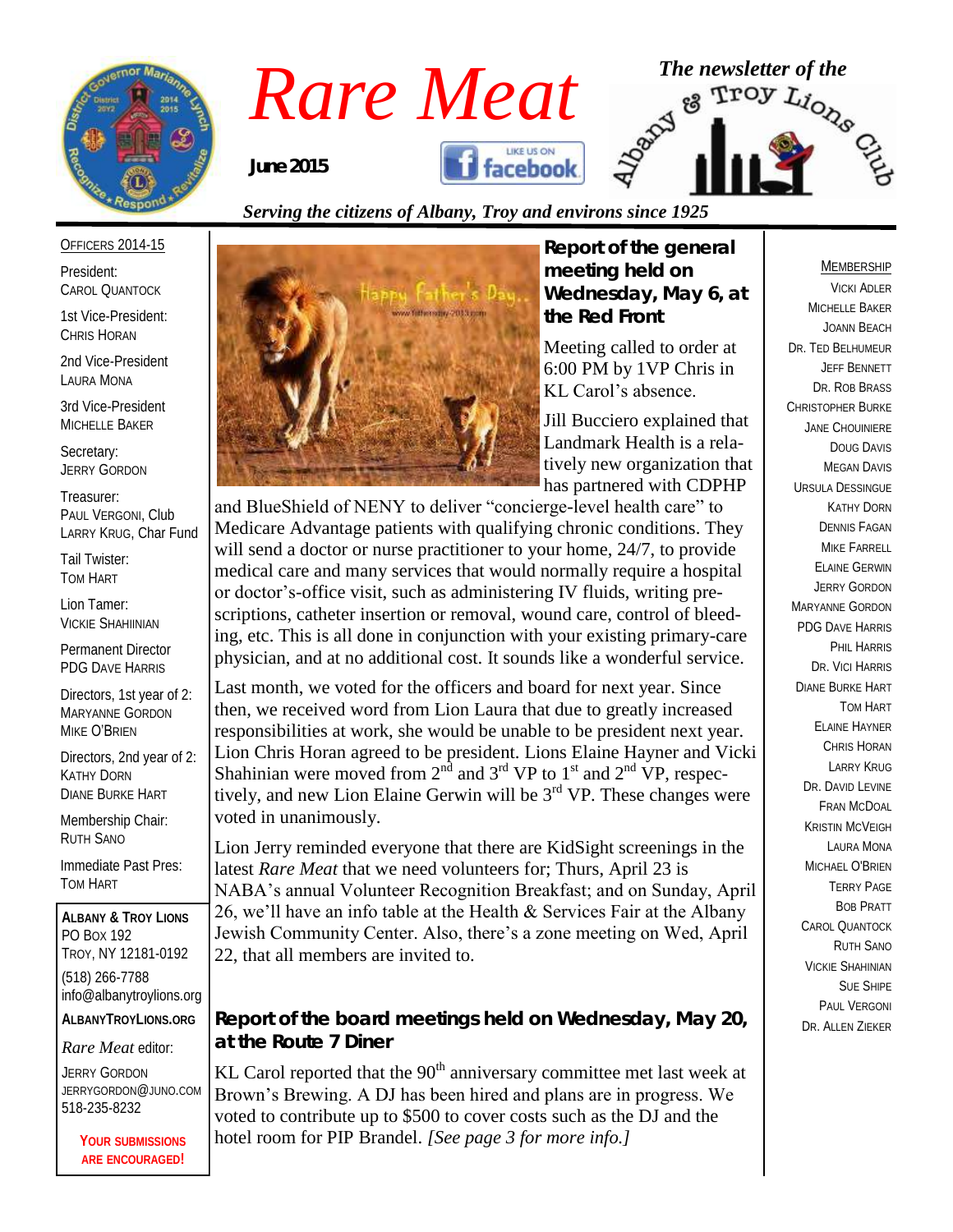# Rare Meat

**June 2015**

*The newsletter of the Albany & Troy Lions Club*

*Serving the citizens of Albany, Troy and environs since 1925*

OFFICERS 2014-15

President:
CAROL QUANTOCK

1st Vice-President:
CHRIS HORAN

2nd Vice-President
LAURA MONA

3rd Vice-President
MICHELLE BAKER

Secretary:
JERRY GORDON

Treasurer:
PAUL VERGONI, Club
LARRY KRUG, Char Fund

Tail Twister:
TOM HART

Lion Tamer:
VICKIE SHAHIINIAN

Permanent Director
PDG DAVE HARRIS

Directors, 1st year of 2:
MARYANNE GORDON
MIKE O'BRIEN

Directors, 2nd year of 2:
KATHY DORN
DIANE BURKE HART

Membership Chair:
RUTH SANO

Immediate Past Pres:
TOM HART

**ALBANY & TROY LIONS**
PO BOX 192
TROY, NY 12181-0192
(518) 266-7788
info@albanytroylions.org

**ALBANYTROYLIONS.ORG**

*Rare Meat* editor:
JERRY GORDON
JERRYGORDON@JUNO.COM
518-235-8232

**YOUR SUBMISSIONS ARE ENCOURAGED!**

## Report of the general meeting held on Wednesday, May 6, at the Red Front

Meeting called to order at 6:00 PM by 1VP Chris in KL Carol's absence.

Jill Bucciero explained that Landmark Health is a relatively new organization that has partnered with CDPHP and BlueShield of NENY to deliver "concierge-level health care" to Medicare Advantage patients with qualifying chronic conditions. They will send a doctor or nurse practitioner to your home, 24/7, to provide medical care and many services that would normally require a hospital or doctor's-office visit, such as administering IV fluids, writing prescriptions, catheter insertion or removal, wound care, control of bleeding, etc. This is all done in conjunction with your existing primary-care physician, and at no additional cost. It sounds like a wonderful service.

Last month, we voted for the officers and board for next year. Since then, we received word from Lion Laura that due to greatly increased responsibilities at work, she would be unable to be president next year. Lion Chris Horan agreed to be president. Lions Elaine Hayner and Vicki Shahinian were moved from 2nd and 3rd VP to 1st and 2nd VP, respectively, and new Lion Elaine Gerwin will be 3rd VP. These changes were voted in unanimously.

Lion Jerry reminded everyone that there are KidSight screenings in the latest *Rare Meat* that we need volunteers for; Thurs, April 23 is NABA's annual Volunteer Recognition Breakfast; and on Sunday, April 26, we'll have an info table at the Health & Services Fair at the Albany Jewish Community Center. Also, there's a zone meeting on Wed, April 22, that all members are invited to.

## Report of the board meetings held on Wednesday, May 20, at the Route 7 Diner

KL Carol reported that the 90th anniversary committee met last week at Brown's Brewing. A DJ has been hired and plans are in progress. We voted to contribute up to $500 to cover costs such as the DJ and the hotel room for PIP Brandel. *[See page 3 for more info.]*

MEMBERSHIP

VICKI ADLER
MICHELLE BAKER
JOANN BEACH
DR. TED BELHUMEUR
JEFF BENNETT
DR. ROB BRASS
CHRISTOPHER BURKE
JANE CHOUINIERE
DOUG DAVIS
MEGAN DAVIS
URSULA DESSINGUE
KATHY DORN
DENNIS FAGAN
MIKE FARRELL
ELAINE GERWIN
JERRY GORDON
MARYANNE GORDON
PDG DAVE HARRIS
PHIL HARRIS
DR. VICI HARRIS
DIANE BURKE HART
TOM HART
ELAINE HAYNER
CHRIS HORAN
LARRY KRUG
DR. DAVID LEVINE
FRAN MCDOAL
KRISTIN MCVEIGH
LAURA MONA
MICHAEL O'BRIEN
TERRY PAGE
BOB PRATT
CAROL QUANTOCK
RUTH SANO
VICKIE SHAHINIAN
SUE SHIPE
PAUL VERGONI
DR. ALLEN ZIEKER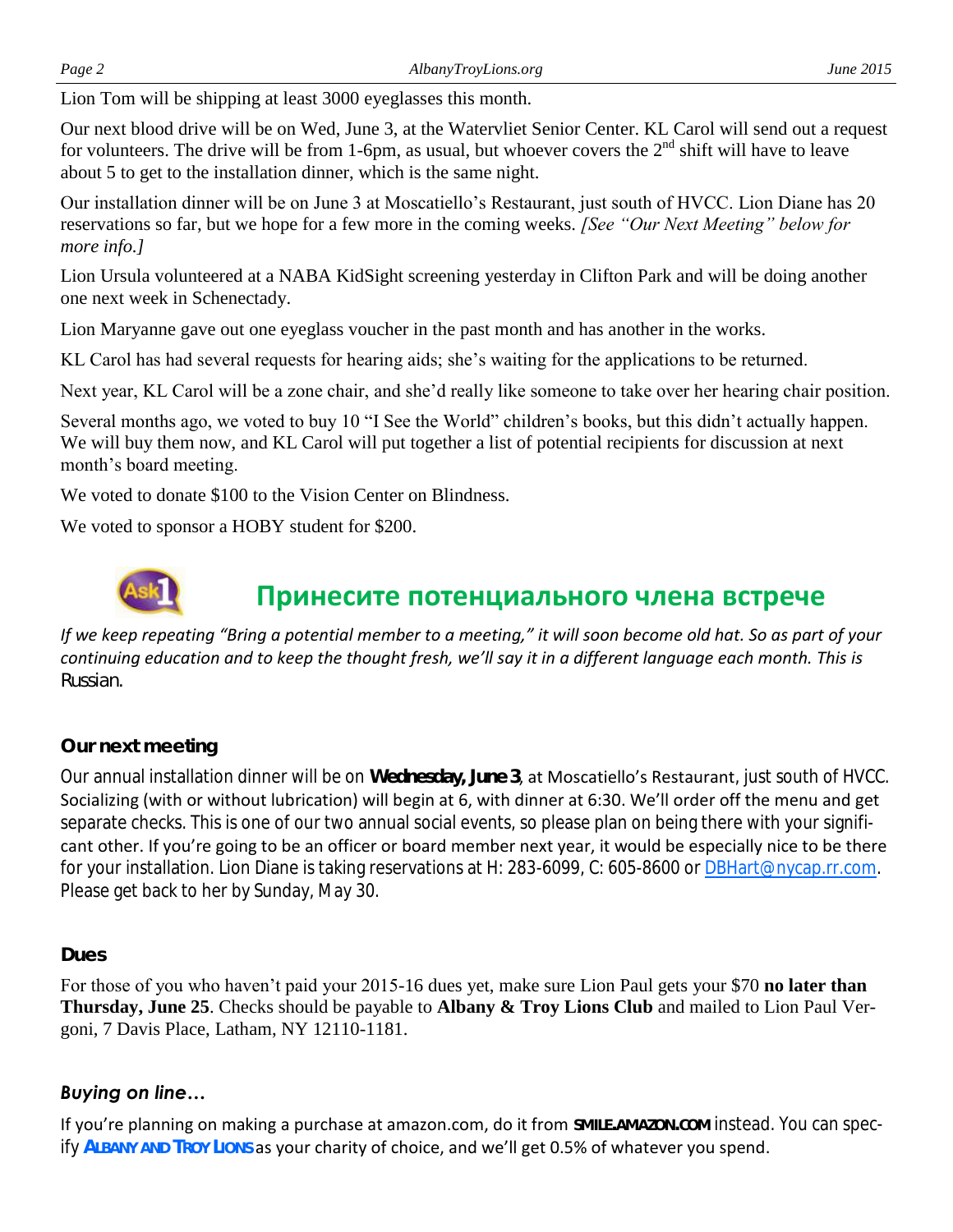Lion Tom will be shipping at least 3000 eyeglasses this month.

Our next blood drive will be on Wed, June 3, at the Watervliet Senior Center. KL Carol will send out a request for volunteers. The drive will be from 1-6pm, as usual, but whoever covers the 2nd shift will have to leave about 5 to get to the installation dinner, which is the same night.

Our installation dinner will be on June 3 at Moscatiello's Restaurant, just south of HVCC. Lion Diane has 20 reservations so far, but we hope for a few more in the coming weeks. *[See "Our Next Meeting" below for more info.]*

Lion Ursula volunteered at a NABA KidSight screening yesterday in Clifton Park and will be doing another one next week in Schenectady.

Lion Maryanne gave out one eyeglass voucher in the past month and has another in the works.

KL Carol has had several requests for hearing aids; she's waiting for the applications to be returned.

Next year, KL Carol will be a zone chair, and she'd really like someone to take over her hearing chair position.

Several months ago, we voted to buy 10 "I See the World" children's books, but this didn't actually happen. We will buy them now, and KL Carol will put together a list of potential recipients for discussion at next month's board meeting.

We voted to donate $100 to the Vision Center on Blindness.

We voted to sponsor a HOBY student for $200.

## Принесите потенциального члена встрече

*If we keep repeating "Bring a potential member to a meeting," it will soon become old hat. So as part of your continuing education and to keep the thought fresh, we'll say it in a different language each month. This is Russian.*

### Our next meeting

Our annual installation dinner will be on **Wednesday, June 3**, at Moscatiello's Restaurant, just south of HVCC. Socializing (with or without lubrication) will begin at 6, with dinner at 6:30. We'll order off the menu and get separate checks. This is one of our two annual social events, so please plan on being there with your significant other. If you're going to be an officer or board member next year, it would be especially nice to be there for your installation. Lion Diane is taking reservations at H: 283-6099, C: 605-8600 or DBHart@nycap.rr.com. Please get back to her by Sunday, May 30.

### Dues

For those of you who haven't paid your 2015-16 dues yet, make sure Lion Paul gets your $70 **no later than Thursday, June 25**. Checks should be payable to **Albany & Troy Lions Club** and mailed to Lion Paul Vergoni, 7 Davis Place, Latham, NY 12110-1181.

### *Buying on line…*

If you're planning on making a purchase at amazon.com, do it from **SMILE.AMAZON.COM** instead. You can specify **ALBANY AND TROY LIONS** as your charity of choice, and we'll get 0.5% of whatever you spend.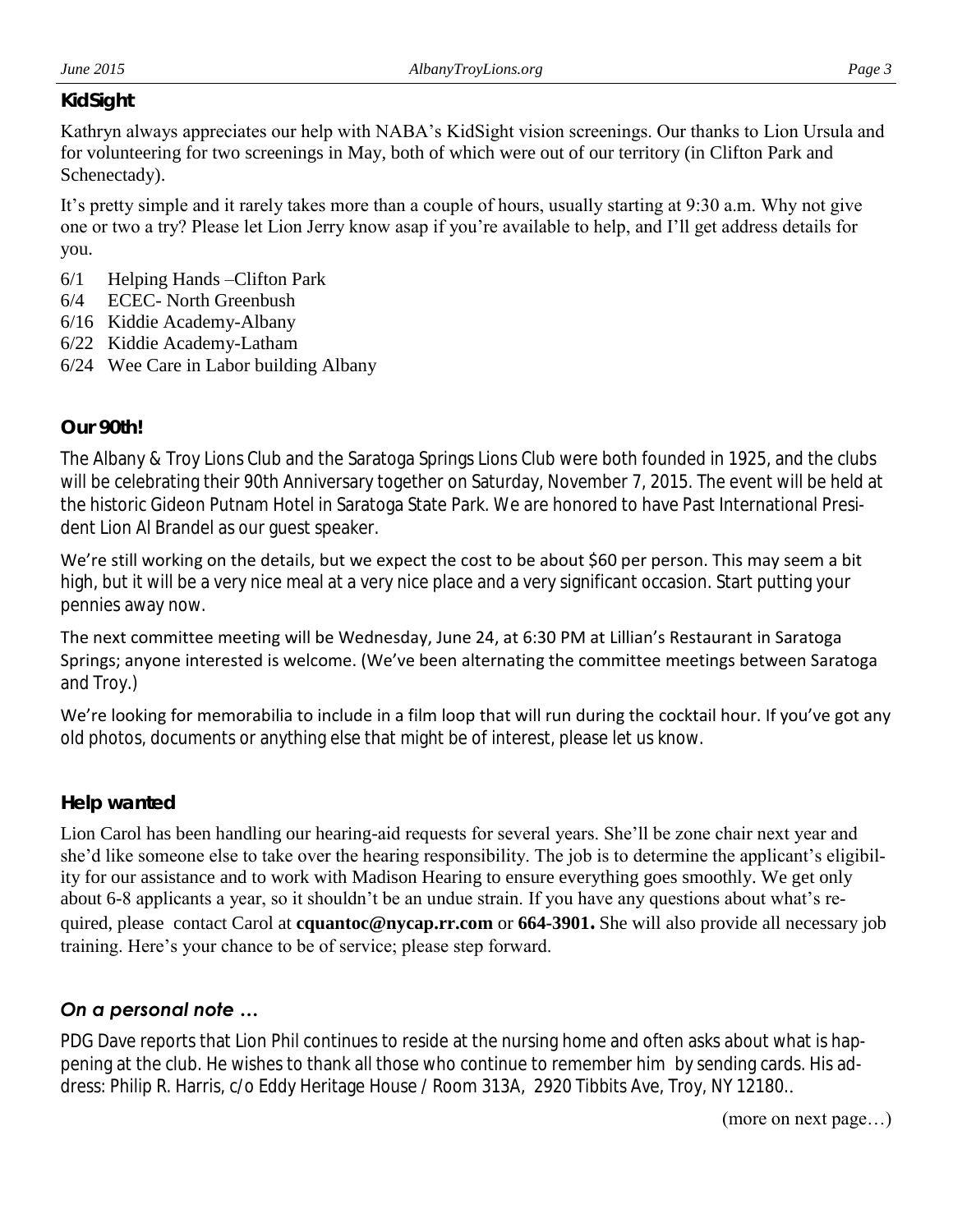### KidSight

Kathryn always appreciates our help with NABA's KidSight vision screenings. Our thanks to Lion Ursula and for volunteering for two screenings in May, both of which were out of our territory (in Clifton Park and Schenectady).

It's pretty simple and it rarely takes more than a couple of hours, usually starting at 9:30 a.m. Why not give one or two a try? Please let Lion Jerry know asap if you're available to help, and I'll get address details for you.

- 6/1 Helping Hands –Clifton Park
- 6/4 ECEC- North Greenbush
- 6/16 Kiddie Academy-Albany
- 6/22 Kiddie Academy-Latham
- 6/24 Wee Care in Labor building Albany

### Our 90th!

The Albany & Troy Lions Club and the Saratoga Springs Lions Club were both founded in 1925, and the clubs will be celebrating their 90th Anniversary together on Saturday, November 7, 2015. The event will be held at the historic Gideon Putnam Hotel in Saratoga State Park. We are honored to have Past International President Lion Al Brandel as our guest speaker.

We're still working on the details, but we expect the cost to be about $60 per person. This may seem a bit high, but it will be a very nice meal at a very nice place and a very significant occasion. Start putting your pennies away now.

The next committee meeting will be Wednesday, June 24, at 6:30 PM at Lillian's Restaurant in Saratoga Springs; anyone interested is welcome. (We've been alternating the committee meetings between Saratoga and Troy.)

We're looking for memorabilia to include in a film loop that will run during the cocktail hour. If you've got any old photos, documents or anything else that might be of interest, please let us know.

### Help wanted

Lion Carol has been handling our hearing-aid requests for several years. She'll be zone chair next year and she'd like someone else to take over the hearing responsibility. The job is to determine the applicant's eligibility for our assistance and to work with Madison Hearing to ensure everything goes smoothly. We get only about 6-8 applicants a year, so it shouldn't be an undue strain. If you have any questions about what's required, please contact Carol at **cquantoc@nycap.rr.com** or **664-3901.** She will also provide all necessary job training. Here's your chance to be of service; please step forward.

### *On a personal note …*

PDG Dave reports that Lion Phil continues to reside at the nursing home and often asks about what is happening at the club. He wishes to thank all those who continue to remember him by sending cards. His address: Philip R. Harris, c/o Eddy Heritage House / Room 313A, 2920 Tibbits Ave, Troy, NY 12180..

(more on next page…)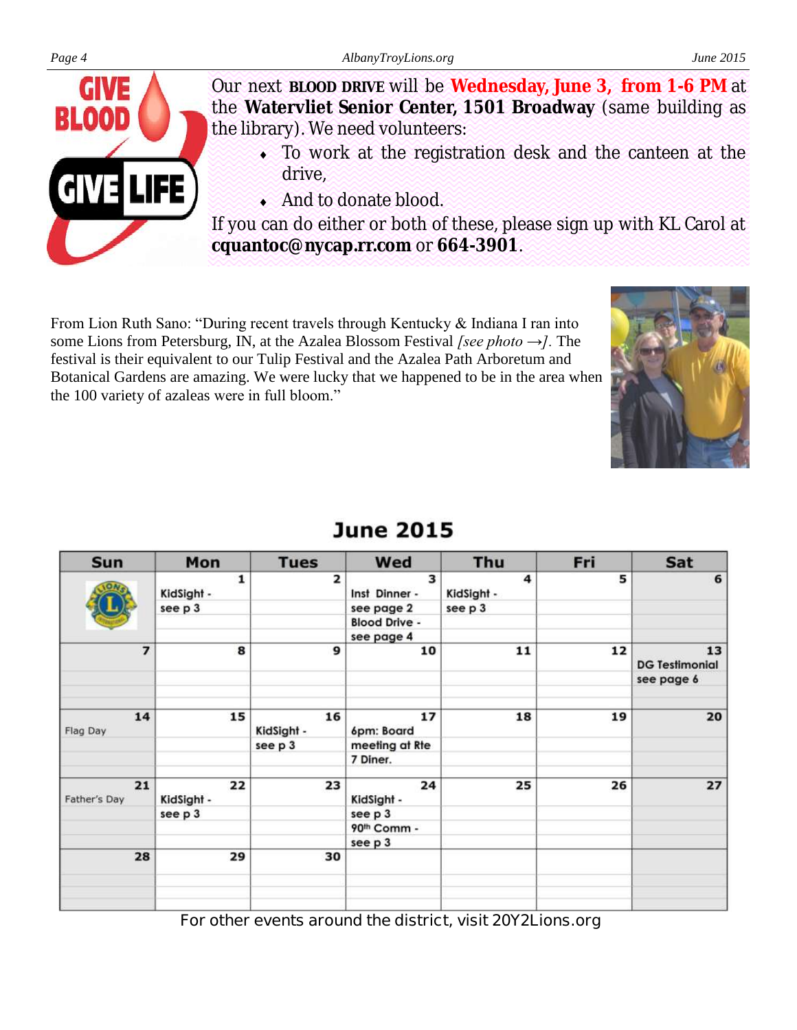Our next **BLOOD DRIVE** will be **Wednesday, June 3, from 1-6 PM** at the **Watervliet Senior Center, 1501 Broadway** (same building as the library). We need volunteers:

- To work at the registration desk and the canteen at the drive,
- And to donate blood.

If you can do either or both of these, please sign up with KL Carol at **cquantoc@nycap.rr.com** or **664-3901**.

From Lion Ruth Sano: "During recent travels through Kentucky & Indiana I ran into some Lions from Petersburg, IN, at the Azalea Blossom Festival *[see photo →]*. The festival is their equivalent to our Tulip Festival and the Azalea Path Arboretum and Botanical Gardens are amazing. We were lucky that we happened to be in the area when the 100 variety of azaleas were in full bloom."

## June 2015

| Sun | Mon | Tues | Wed | Thu | Fri | Sat |
|---|---|---|---|---|---|---|
| | 1 KidSight - see p 3 | 2 | 3 Inst Dinner - see page 2 Blood Drive - see page 4 | 4 KidSight - see p 3 | 5 | 6 |
| 7 | 8 | 9 | 10 | 11 | 12 | 13 DG Testimonial see page 6 |
| 14 Flag Day | 15 | 16 KidSight - see p 3 | 17 6pm: Board meeting at Rte 7 Diner. | 18 | 19 | 20 |
| 21 Father's Day | 22 KidSight - see p 3 | 23 | 24 KidSight - see p 3 90th Comm - see p 3 | 25 | 26 | 27 |
| 28 | 29 | 30 | | | | |

For other events around the district, visit 20Y2Lions.org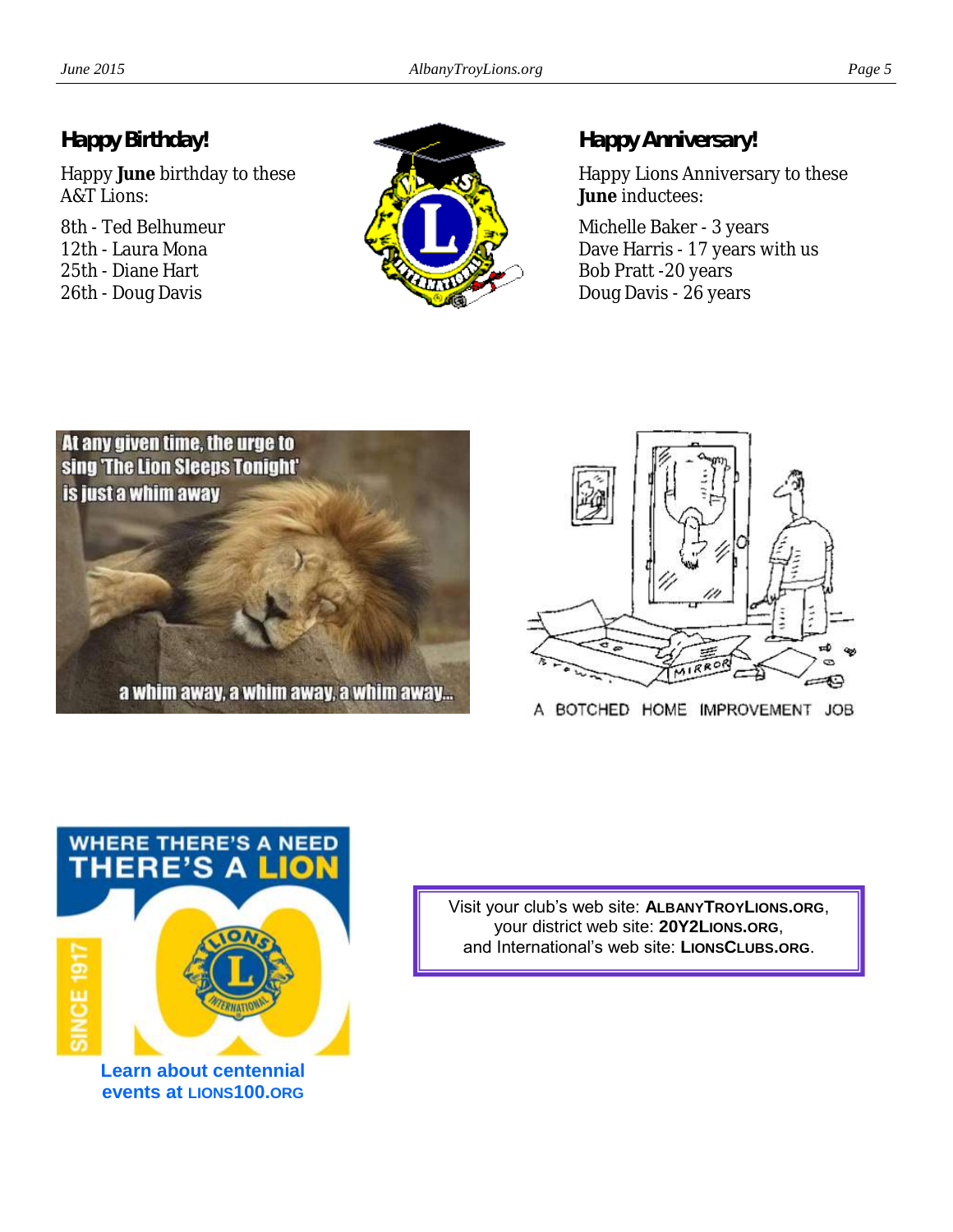## Happy Birthday!

Happy **June** birthday to these A&T Lions:

8th - Ted Belhumeur
12th - Laura Mona
25th - Diane Hart
26th - Doug Davis

## Happy Anniversary!

Happy Lions Anniversary to these **June** inductees:

Michelle Baker - 3 years
Dave Harris - 17 years with us
Bob Pratt -20 years
Doug Davis - 26 years

At any given time, the urge to sing 'The Lion Sleeps Tonight' is just a whim away

a whim away, a whim away, a whim away...

A BOTCHED HOME IMPROVEMENT JOB

WHERE THERE'S A NEED THERE'S A LION

SINCE 1917

**Learn about centennial events at LIONS100.ORG**

Visit your club's web site: **ALBANYTROYLIONS.ORG**,
your district web site: **20Y2LIONS.ORG**,
and International's web site: **LIONSCLUBS.ORG**.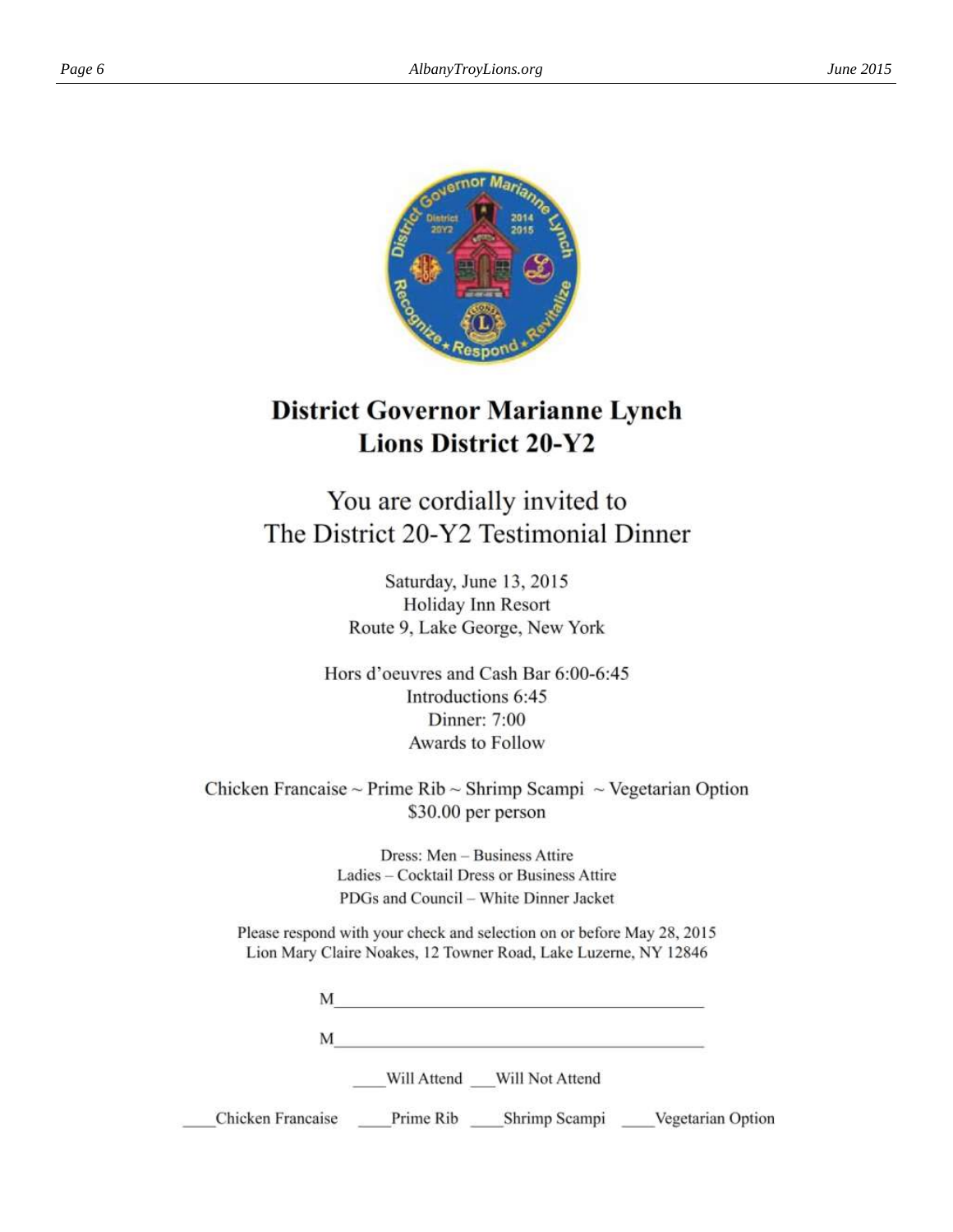# District Governor Marianne Lynch
# Lions District 20-Y2

## You are cordially invited to
## The District 20-Y2 Testimonial Dinner

Saturday, June 13, 2015
Holiday Inn Resort
Route 9, Lake George, New York

Hors d'oeuvres and Cash Bar 6:00-6:45
Introductions 6:45
Dinner: 7:00
Awards to Follow

Chicken Francaise ~ Prime Rib ~ Shrimp Scampi ~ Vegetarian Option
$30.00 per person

Dress: Men – Business Attire
Ladies – Cocktail Dress or Business Attire
PDGs and Council – White Dinner Jacket

Please respond with your check and selection on or before May 28, 2015
Lion Mary Claire Noakes, 12 Towner Road, Lake Luzerne, NY 12846

M_____________________________________________

M_____________________________________________

____Will Attend ___Will Not Attend

____Chicken Francaise ____Prime Rib ____Shrimp Scampi ____Vegetarian Option